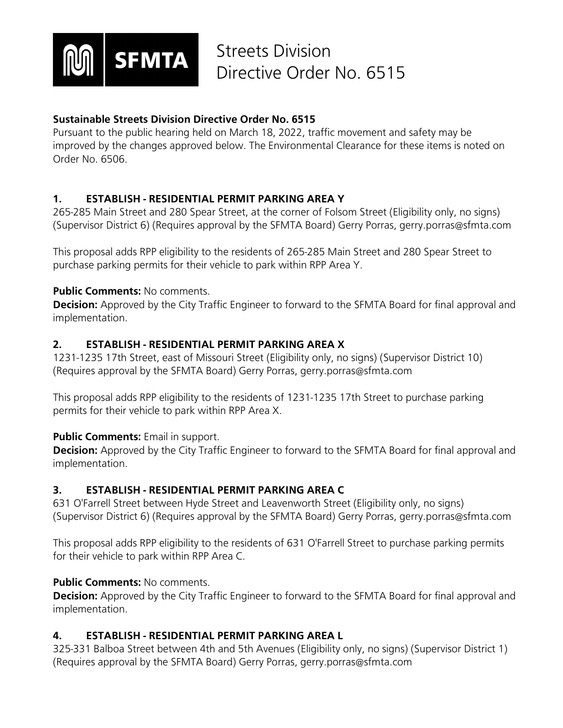# Streets Division
# Directive Order No. 6515

**Sustainable Streets Division Directive Order No. 6515**

Pursuant to the public hearing held on March 18, 2022, traffic movement and safety may be improved by the changes approved below. The Environmental Clearance for these items is noted on Order No. 6506.

## 1. ESTABLISH - RESIDENTIAL PERMIT PARKING AREA Y

265-285 Main Street and 280 Spear Street, at the corner of Folsom Street (Eligibility only, no signs) (Supervisor District 6) (Requires approval by the SFMTA Board) Gerry Porras, gerry.porras@sfmta.com

This proposal adds RPP eligibility to the residents of 265-285 Main Street and 280 Spear Street to purchase parking permits for their vehicle to park within RPP Area Y.

**Public Comments:** No comments.
**Decision:** Approved by the City Traffic Engineer to forward to the SFMTA Board for final approval and implementation.

## 2. ESTABLISH - RESIDENTIAL PERMIT PARKING AREA X

1231-1235 17th Street, east of Missouri Street (Eligibility only, no signs) (Supervisor District 10) (Requires approval by the SFMTA Board) Gerry Porras, gerry.porras@sfmta.com

This proposal adds RPP eligibility to the residents of 1231-1235 17th Street to purchase parking permits for their vehicle to park within RPP Area X.

**Public Comments:** Email in support.
**Decision:** Approved by the City Traffic Engineer to forward to the SFMTA Board for final approval and implementation.

## 3. ESTABLISH - RESIDENTIAL PERMIT PARKING AREA C

631 O'Farrell Street between Hyde Street and Leavenworth Street (Eligibility only, no signs) (Supervisor District 6) (Requires approval by the SFMTA Board) Gerry Porras, gerry.porras@sfmta.com

This proposal adds RPP eligibility to the residents of 631 O'Farrell Street to purchase parking permits for their vehicle to park within RPP Area C.

**Public Comments:** No comments.
**Decision:** Approved by the City Traffic Engineer to forward to the SFMTA Board for final approval and implementation.

## 4. ESTABLISH - RESIDENTIAL PERMIT PARKING AREA L

325-331 Balboa Street between 4th and 5th Avenues (Eligibility only, no signs) (Supervisor District 1) (Requires approval by the SFMTA Board) Gerry Porras, gerry.porras@sfmta.com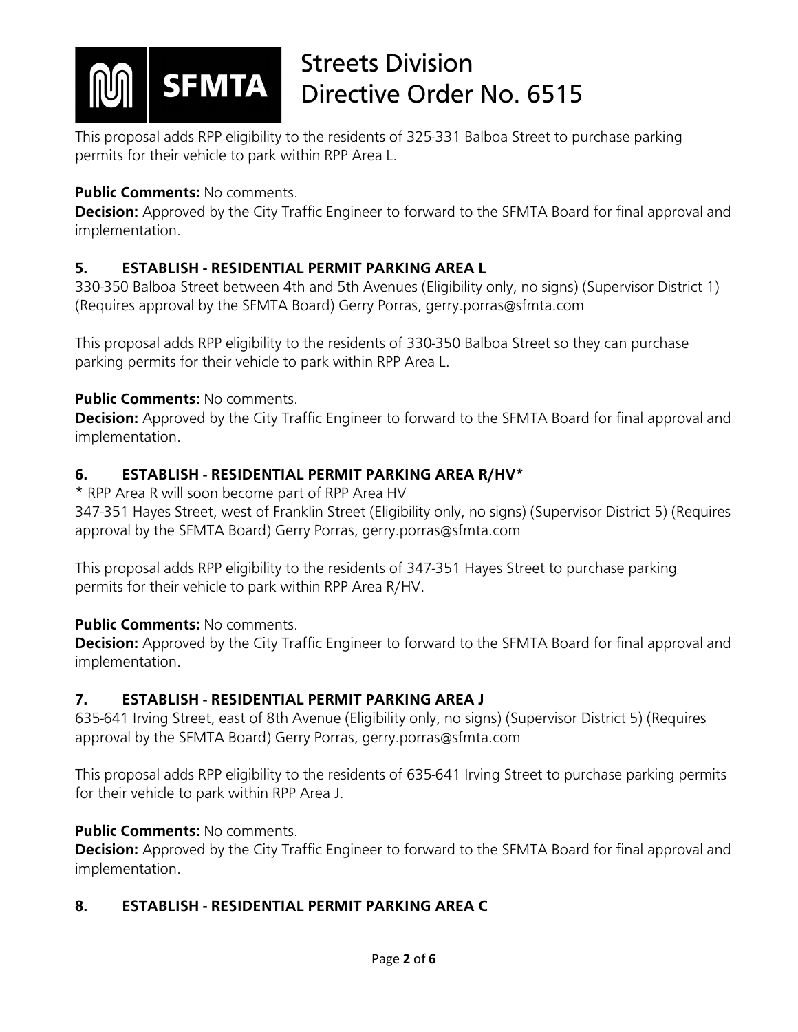This proposal adds RPP eligibility to the residents of 325-331 Balboa Street to purchase parking permits for their vehicle to park within RPP Area L.

**Public Comments:** No comments.
**Decision:** Approved by the City Traffic Engineer to forward to the SFMTA Board for final approval and implementation.

### 5. ESTABLISH - RESIDENTIAL PERMIT PARKING AREA L

330-350 Balboa Street between 4th and 5th Avenues (Eligibility only, no signs) (Supervisor District 1) (Requires approval by the SFMTA Board) Gerry Porras, gerry.porras@sfmta.com

This proposal adds RPP eligibility to the residents of 330-350 Balboa Street so they can purchase parking permits for their vehicle to park within RPP Area L.

**Public Comments:** No comments.
**Decision:** Approved by the City Traffic Engineer to forward to the SFMTA Board for final approval and implementation.

### 6. ESTABLISH - RESIDENTIAL PERMIT PARKING AREA R/HV*

* RPP Area R will soon become part of RPP Area HV
347-351 Hayes Street, west of Franklin Street (Eligibility only, no signs) (Supervisor District 5) (Requires approval by the SFMTA Board) Gerry Porras, gerry.porras@sfmta.com

This proposal adds RPP eligibility to the residents of 347-351 Hayes Street to purchase parking permits for their vehicle to park within RPP Area R/HV.

**Public Comments:** No comments.
**Decision:** Approved by the City Traffic Engineer to forward to the SFMTA Board for final approval and implementation.

### 7. ESTABLISH - RESIDENTIAL PERMIT PARKING AREA J

635-641 Irving Street, east of 8th Avenue (Eligibility only, no signs) (Supervisor District 5) (Requires approval by the SFMTA Board) Gerry Porras, gerry.porras@sfmta.com

This proposal adds RPP eligibility to the residents of 635-641 Irving Street to purchase parking permits for their vehicle to park within RPP Area J.

**Public Comments:** No comments.
**Decision:** Approved by the City Traffic Engineer to forward to the SFMTA Board for final approval and implementation.

### 8. ESTABLISH - RESIDENTIAL PERMIT PARKING AREA C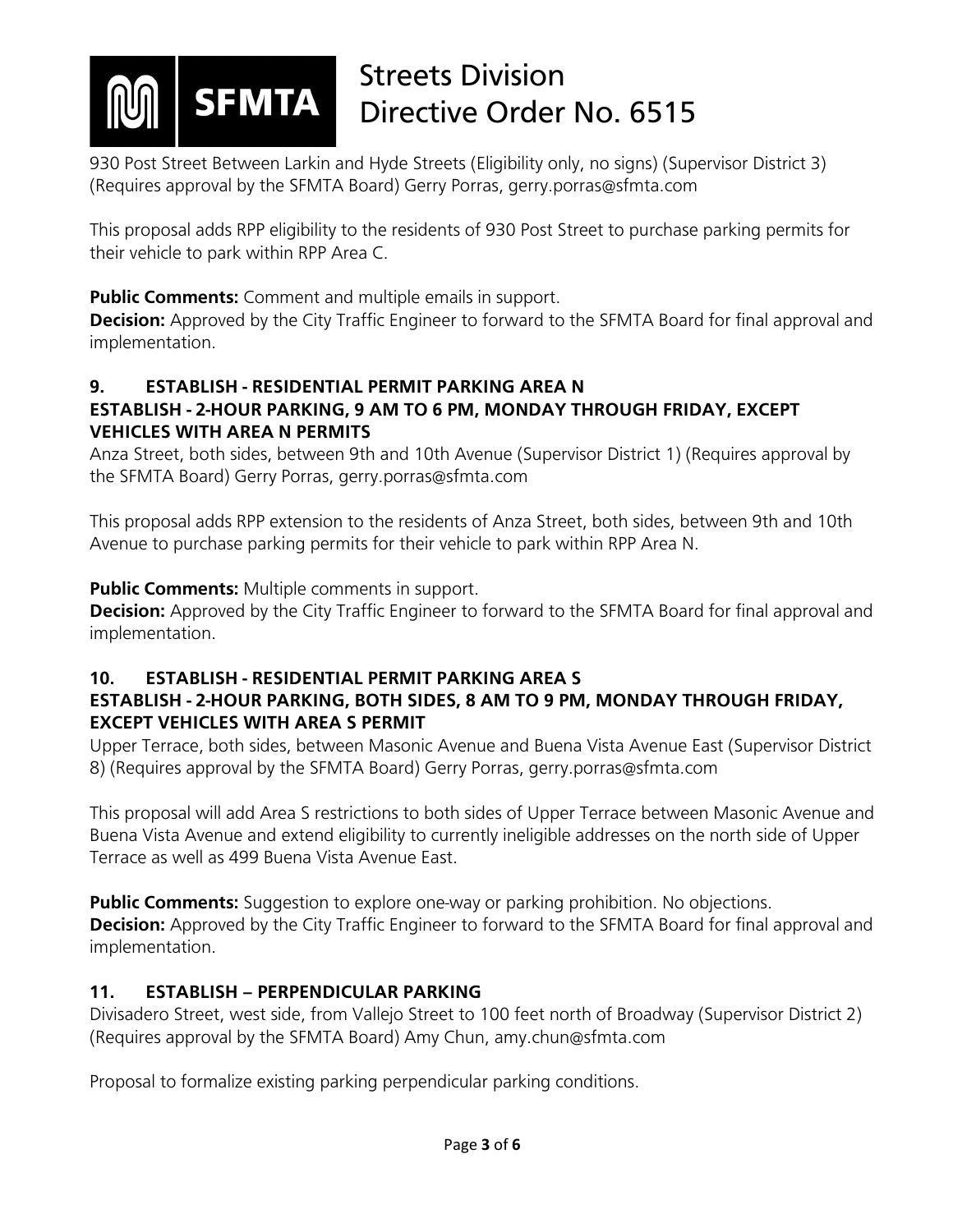930 Post Street Between Larkin and Hyde Streets (Eligibility only, no signs) (Supervisor District 3) (Requires approval by the SFMTA Board) Gerry Porras, gerry.porras@sfmta.com

This proposal adds RPP eligibility to the residents of 930 Post Street to purchase parking permits for their vehicle to park within RPP Area C.

**Public Comments:** Comment and multiple emails in support.
**Decision:** Approved by the City Traffic Engineer to forward to the SFMTA Board for final approval and implementation.

### 9. ESTABLISH - RESIDENTIAL PERMIT PARKING AREA N ESTABLISH - 2-HOUR PARKING, 9 AM TO 6 PM, MONDAY THROUGH FRIDAY, EXCEPT VEHICLES WITH AREA N PERMITS

Anza Street, both sides, between 9th and 10th Avenue (Supervisor District 1) (Requires approval by the SFMTA Board) Gerry Porras, gerry.porras@sfmta.com

This proposal adds RPP extension to the residents of Anza Street, both sides, between 9th and 10th Avenue to purchase parking permits for their vehicle to park within RPP Area N.

**Public Comments:** Multiple comments in support.
**Decision:** Approved by the City Traffic Engineer to forward to the SFMTA Board for final approval and implementation.

### 10. ESTABLISH - RESIDENTIAL PERMIT PARKING AREA S ESTABLISH - 2-HOUR PARKING, BOTH SIDES, 8 AM TO 9 PM, MONDAY THROUGH FRIDAY, EXCEPT VEHICLES WITH AREA S PERMIT

Upper Terrace, both sides, between Masonic Avenue and Buena Vista Avenue East (Supervisor District 8) (Requires approval by the SFMTA Board) Gerry Porras, gerry.porras@sfmta.com

This proposal will add Area S restrictions to both sides of Upper Terrace between Masonic Avenue and Buena Vista Avenue and extend eligibility to currently ineligible addresses on the north side of Upper Terrace as well as 499 Buena Vista Avenue East.

**Public Comments:** Suggestion to explore one-way or parking prohibition. No objections.
**Decision:** Approved by the City Traffic Engineer to forward to the SFMTA Board for final approval and implementation.

### 11. ESTABLISH – PERPENDICULAR PARKING

Divisadero Street, west side, from Vallejo Street to 100 feet north of Broadway (Supervisor District 2) (Requires approval by the SFMTA Board) Amy Chun, amy.chun@sfmta.com

Proposal to formalize existing parking perpendicular parking conditions.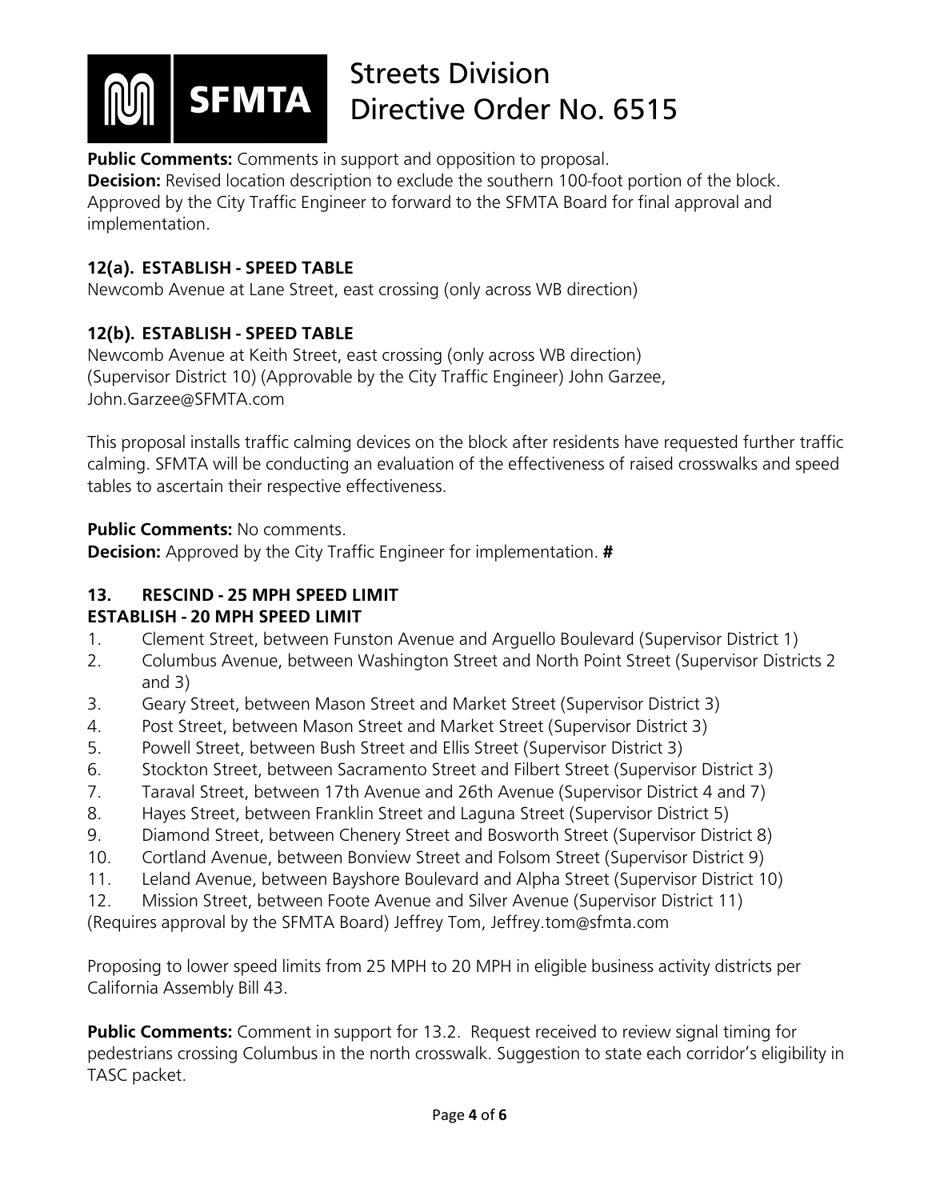**Public Comments:** Comments in support and opposition to proposal.
**Decision:** Revised location description to exclude the southern 100-foot portion of the block. Approved by the City Traffic Engineer to forward to the SFMTA Board for final approval and implementation.

### 12(a). ESTABLISH - SPEED TABLE

Newcomb Avenue at Lane Street, east crossing (only across WB direction)

### 12(b). ESTABLISH - SPEED TABLE

Newcomb Avenue at Keith Street, east crossing (only across WB direction)
(Supervisor District 10) (Approvable by the City Traffic Engineer) John Garzee, John.Garzee@SFMTA.com

This proposal installs traffic calming devices on the block after residents have requested further traffic calming. SFMTA will be conducting an evaluation of the effectiveness of raised crosswalks and speed tables to ascertain their respective effectiveness.

**Public Comments:** No comments.
**Decision:** Approved by the City Traffic Engineer for implementation. **#**

### 13. RESCIND - 25 MPH SPEED LIMIT
### ESTABLISH - 20 MPH SPEED LIMIT

1. Clement Street, between Funston Avenue and Arguello Boulevard (Supervisor District 1)
2. Columbus Avenue, between Washington Street and North Point Street (Supervisor Districts 2 and 3)
3. Geary Street, between Mason Street and Market Street (Supervisor District 3)
4. Post Street, between Mason Street and Market Street (Supervisor District 3)
5. Powell Street, between Bush Street and Ellis Street (Supervisor District 3)
6. Stockton Street, between Sacramento Street and Filbert Street (Supervisor District 3)
7. Taraval Street, between 17th Avenue and 26th Avenue (Supervisor District 4 and 7)
8. Hayes Street, between Franklin Street and Laguna Street (Supervisor District 5)
9. Diamond Street, between Chenery Street and Bosworth Street (Supervisor District 8)
10. Cortland Avenue, between Bonview Street and Folsom Street (Supervisor District 9)
11. Leland Avenue, between Bayshore Boulevard and Alpha Street (Supervisor District 10)
12. Mission Street, between Foote Avenue and Silver Avenue (Supervisor District 11)

(Requires approval by the SFMTA Board) Jeffrey Tom, Jeffrey.tom@sfmta.com

Proposing to lower speed limits from 25 MPH to 20 MPH in eligible business activity districts per California Assembly Bill 43.

**Public Comments:** Comment in support for 13.2. Request received to review signal timing for pedestrians crossing Columbus in the north crosswalk. Suggestion to state each corridor's eligibility in TASC packet.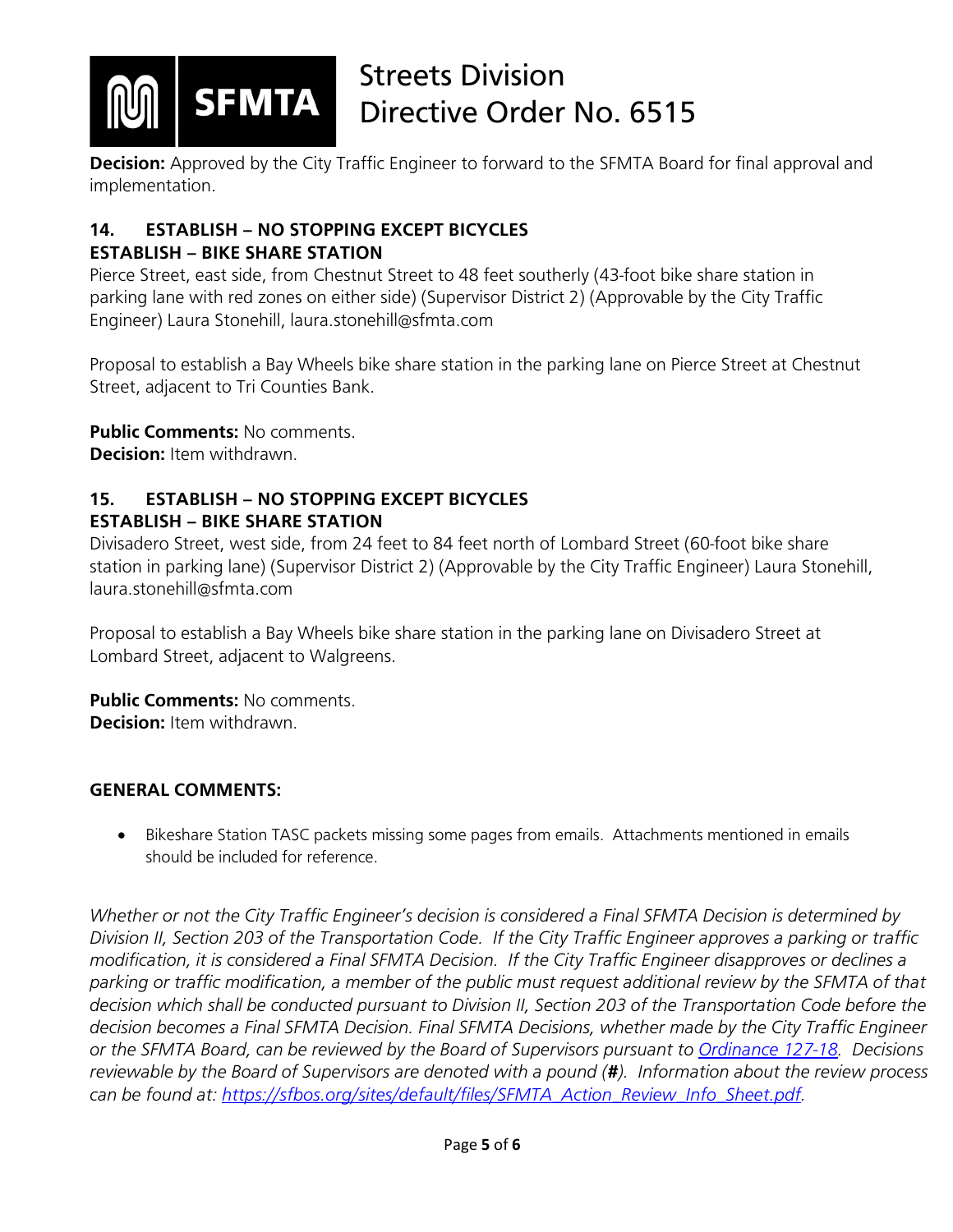**Decision:** Approved by the City Traffic Engineer to forward to the SFMTA Board for final approval and implementation.

**14. ESTABLISH – NO STOPPING EXCEPT BICYCLES**
**ESTABLISH – BIKE SHARE STATION**
Pierce Street, east side, from Chestnut Street to 48 feet southerly (43-foot bike share station in parking lane with red zones on either side) (Supervisor District 2) (Approvable by the City Traffic Engineer) Laura Stonehill, laura.stonehill@sfmta.com

Proposal to establish a Bay Wheels bike share station in the parking lane on Pierce Street at Chestnut Street, adjacent to Tri Counties Bank.

**Public Comments:** No comments.
**Decision:** Item withdrawn.

**15. ESTABLISH – NO STOPPING EXCEPT BICYCLES**
**ESTABLISH – BIKE SHARE STATION**
Divisadero Street, west side, from 24 feet to 84 feet north of Lombard Street (60-foot bike share station in parking lane) (Supervisor District 2) (Approvable by the City Traffic Engineer) Laura Stonehill, laura.stonehill@sfmta.com

Proposal to establish a Bay Wheels bike share station in the parking lane on Divisadero Street at Lombard Street, adjacent to Walgreens.

**Public Comments:** No comments.
**Decision:** Item withdrawn.

**GENERAL COMMENTS:**

- Bikeshare Station TASC packets missing some pages from emails. Attachments mentioned in emails should be included for reference.

*Whether or not the City Traffic Engineer's decision is considered a Final SFMTA Decision is determined by Division II, Section 203 of the Transportation Code. If the City Traffic Engineer approves a parking or traffic modification, it is considered a Final SFMTA Decision. If the City Traffic Engineer disapproves or declines a parking or traffic modification, a member of the public must request additional review by the SFMTA of that decision which shall be conducted pursuant to Division II, Section 203 of the Transportation Code before the decision becomes a Final SFMTA Decision. Final SFMTA Decisions, whether made by the City Traffic Engineer or the SFMTA Board, can be reviewed by the Board of Supervisors pursuant to [Ordinance 127-18](). Decisions reviewable by the Board of Supervisors are denoted with a pound (**#**). Information about the review process can be found at: [https://sfbos.org/sites/default/files/SFMTA_Action_Review_Info_Sheet.pdf](https://sfbos.org/sites/default/files/SFMTA_Action_Review_Info_Sheet.pdf).*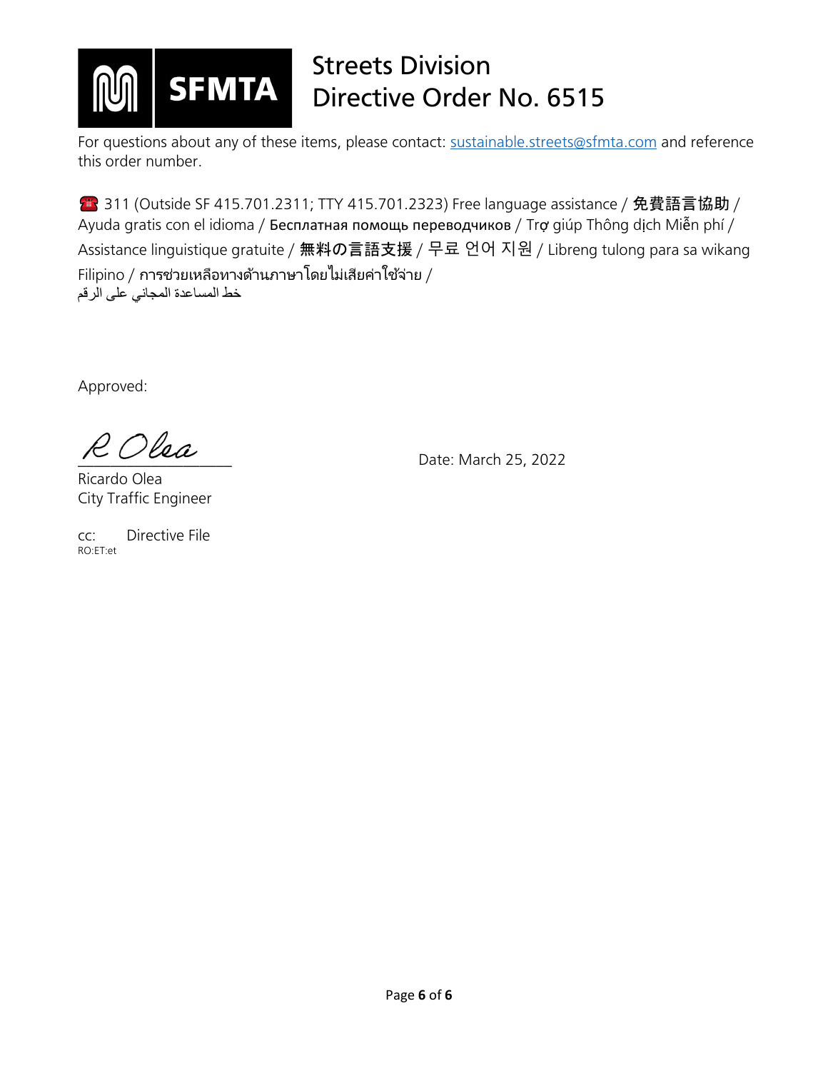# Streets Division
# Directive Order No. 6515

For questions about any of these items, please contact: sustainable.streets@sfmta.com and reference this order number.

☎ 311 (Outside SF 415.701.2311; TTY 415.701.2323) Free language assistance / 免費語言協助 / Ayuda gratis con el idioma / Бесплатная помощь переводчиков / Trợ giúp Thông dịch Miễn phí / Assistance linguistique gratuite / 無料の言語支援 / 무료 언어 지원 / Libreng tulong para sa wikang Filipino / การช่วยเหลือทางด้านภาษาโดยไม่เสียค่าใช้จ่าย / خط المساعدة المجاني على الرقم

Approved:

R Olea

Ricardo Olea
City Traffic Engineer

Date: March 25, 2022

cc: Directive File
RO:ET:et